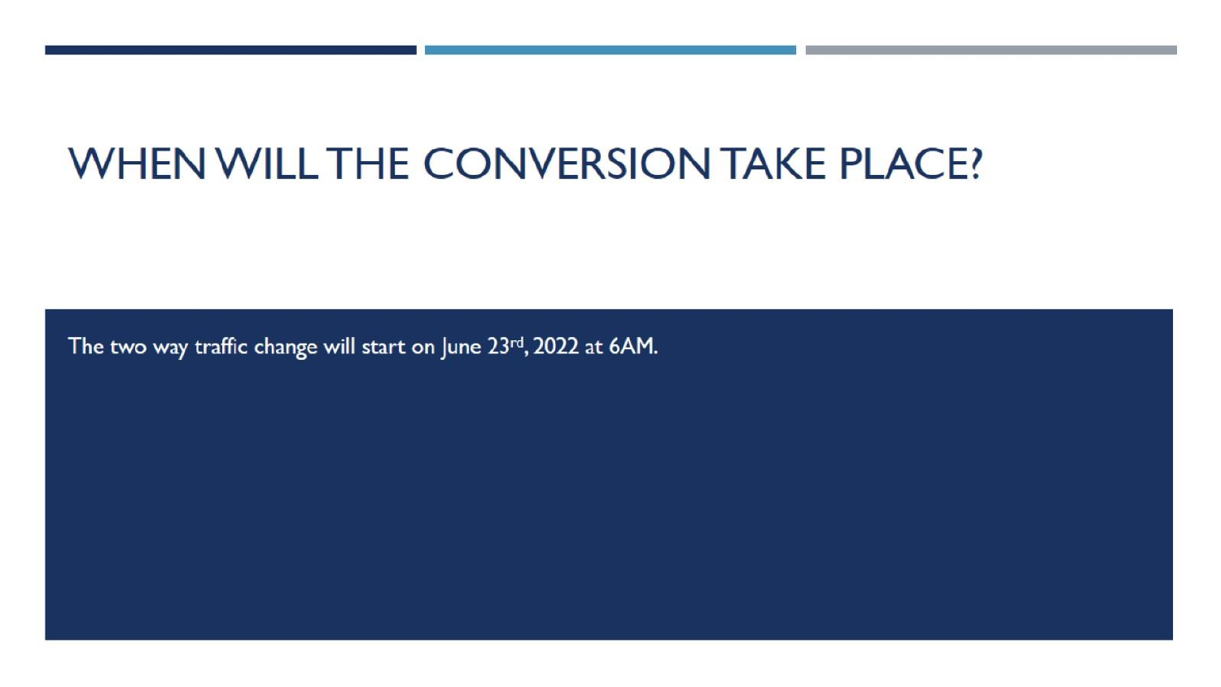# WHEN WILL THE CONVERSION TAKE PLACE?

The two way traffic change will start on June 23rd, 2022 at 6AM.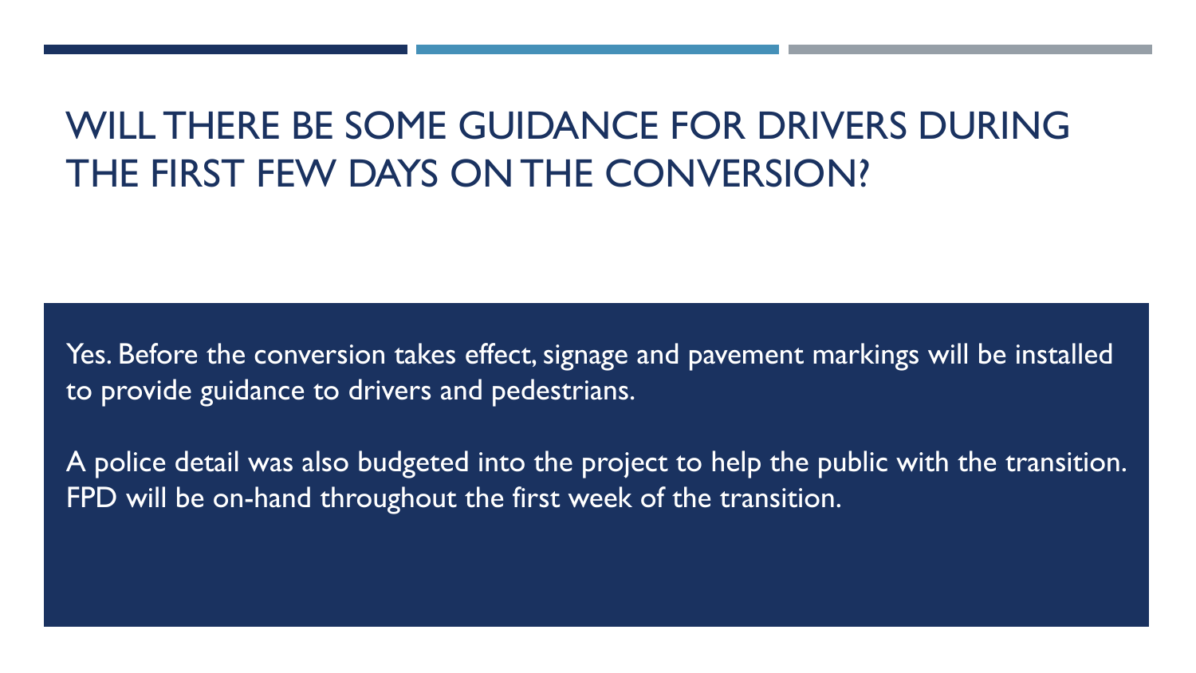# WILL THERE BE SOME GUIDANCE FOR DRIVERS DURING THE FIRST FEW DAYS ON THE CONVERSION?

Yes. Before the conversion takes effect, signage and pavement markings will be installed to provide guidance to drivers and pedestrians.

A police detail was also budgeted into the project to help the public with the transition. FPD will be on-hand throughout the first week of the transition.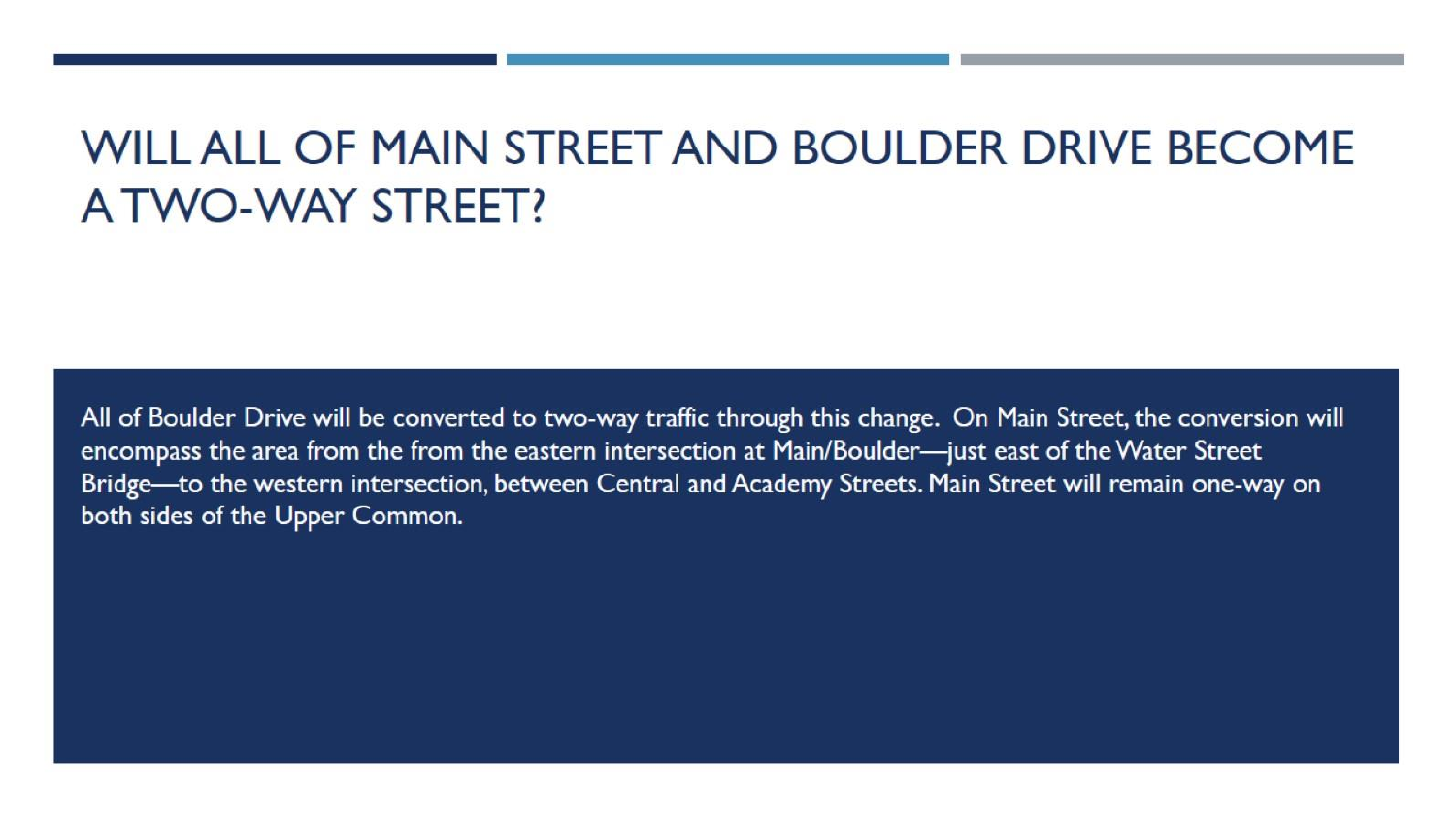# WILL ALL OF MAIN STREET AND BOULDER DRIVE BECOME A TWO-WAY STREET?

All of Boulder Drive will be converted to two-way traffic through this change. On Main Street, the conversion will encompass the area from the from the eastern intersection at Main/Boulder—just east of the Water Street Bridge—to the western intersection, between Central and Academy Streets. Main Street will remain one-way on both sides of the Upper Common.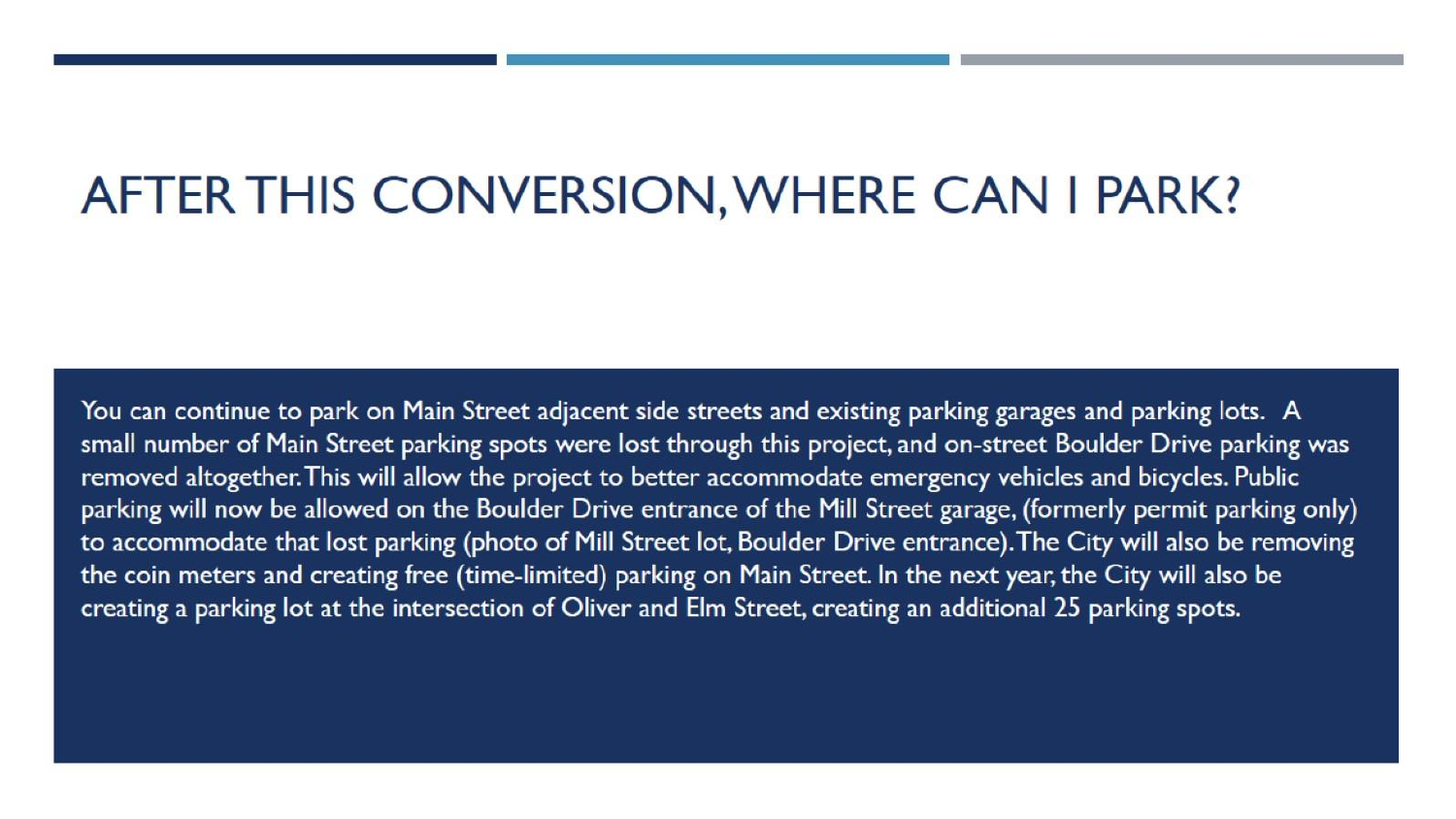# AFTER THIS CONVERSION, WHERE CAN I PARK?

You can continue to park on Main Street adjacent side streets and existing parking garages and parking lots. A small number of Main Street parking spots were lost through this project, and on-street Boulder Drive parking was removed altogether. This will allow the project to better accommodate emergency vehicles and bicycles. Public parking will now be allowed on the Boulder Drive entrance of the Mill Street garage, (formerly permit parking only) to accommodate that lost parking (photo of Mill Street lot, Boulder Drive entrance). The City will also be removing the coin meters and creating free (time-limited) parking on Main Street. In the next year, the City will also be creating a parking lot at the intersection of Oliver and Elm Street, creating an additional 25 parking spots.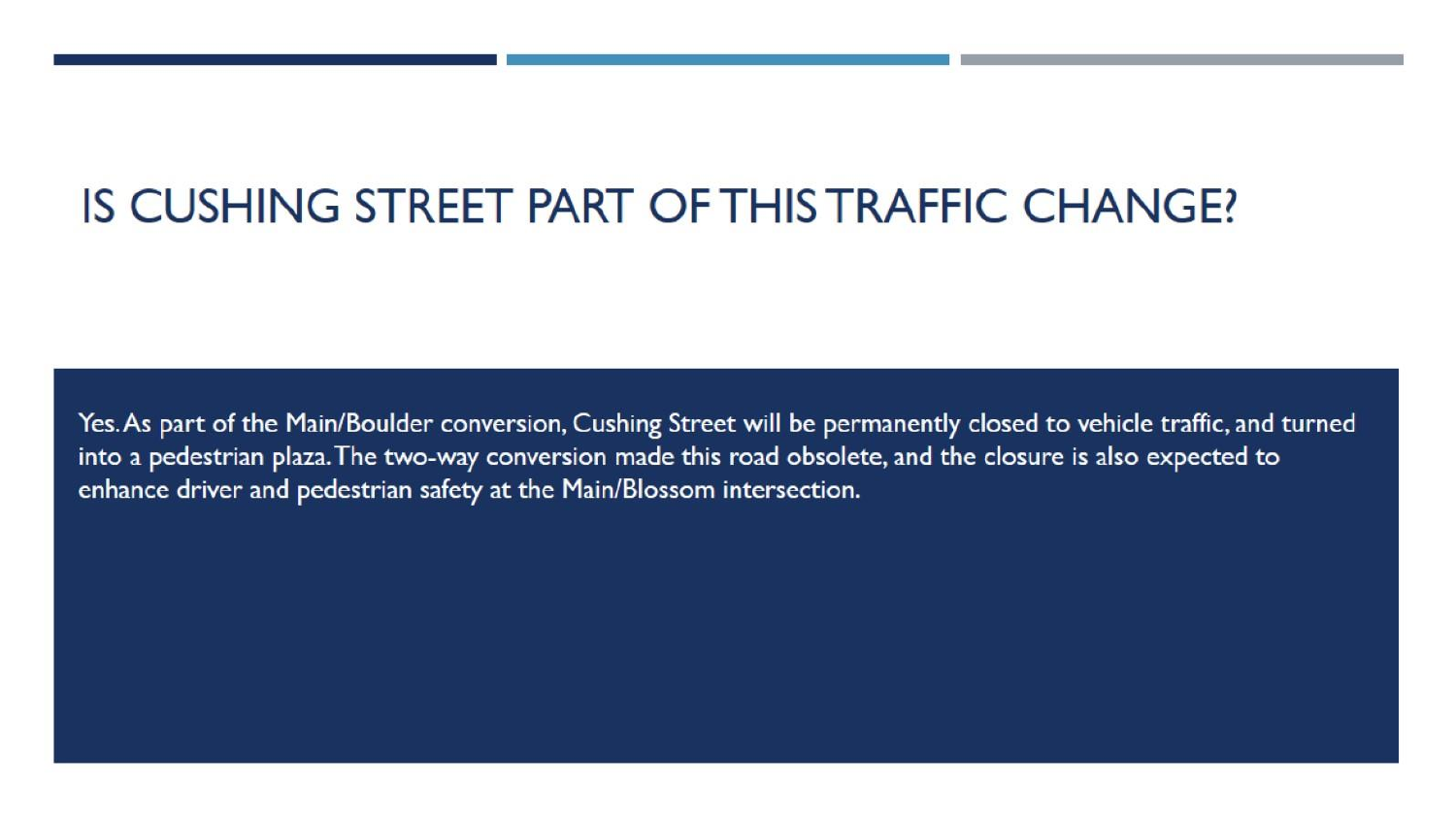# IS CUSHING STREET PART OF THIS TRAFFIC CHANGE?

Yes. As part of the Main/Boulder conversion, Cushing Street will be permanently closed to vehicle traffic, and turned into a pedestrian plaza. The two-way conversion made this road obsolete, and the closure is also expected to enhance driver and pedestrian safety at the Main/Blossom intersection.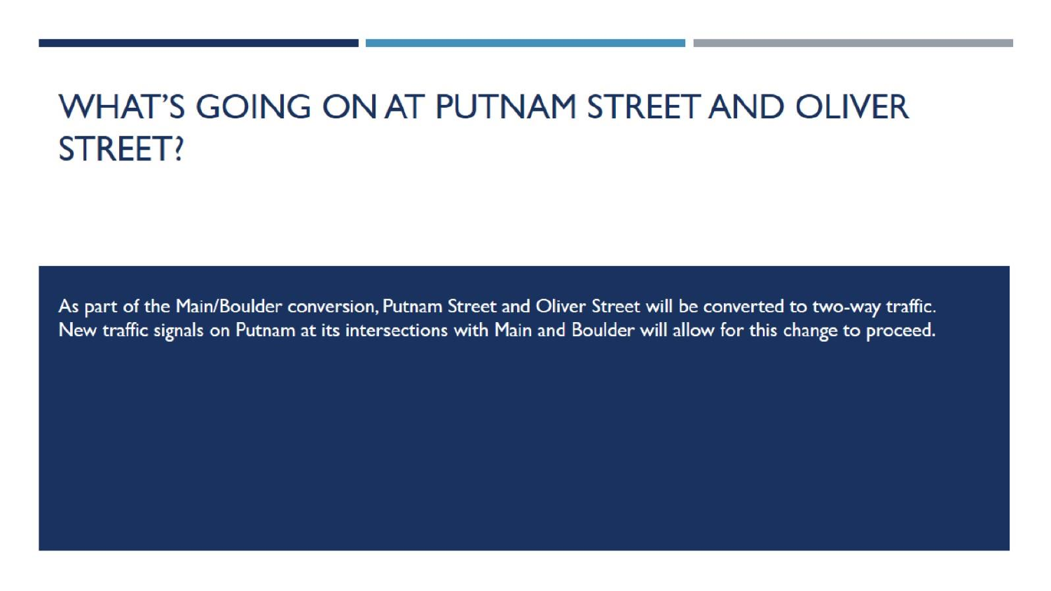# WHAT'S GOING ON AT PUTNAM STREET AND OLIVER STREET?

As part of the Main/Boulder conversion, Putnam Street and Oliver Street will be converted to two-way traffic. New traffic signals on Putnam at its intersections with Main and Boulder will allow for this change to proceed.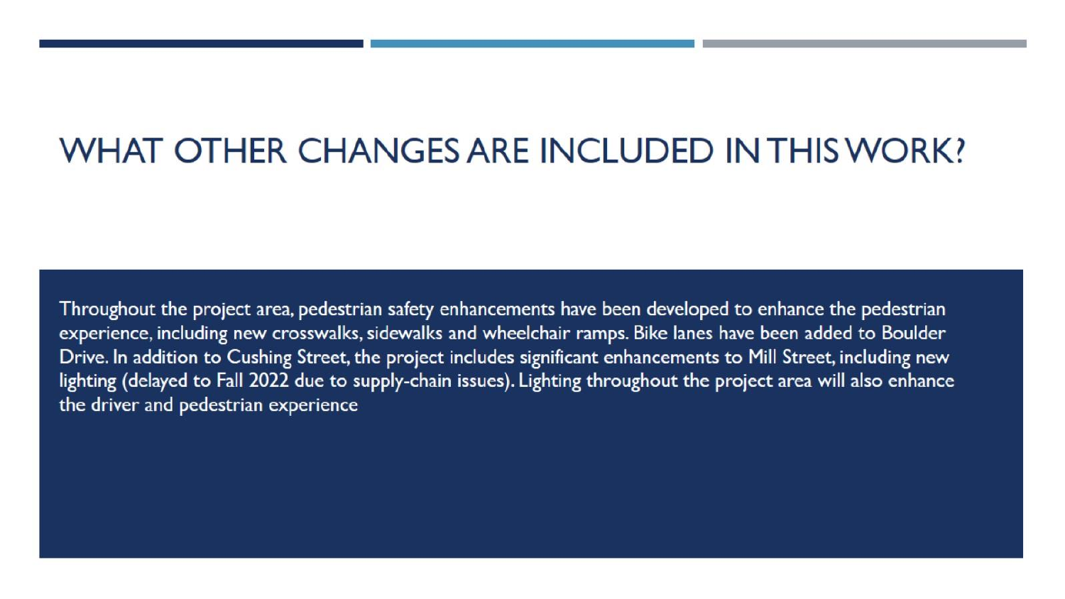# WHAT OTHER CHANGES ARE INCLUDED IN THIS WORK?

Throughout the project area, pedestrian safety enhancements have been developed to enhance the pedestrian experience, including new crosswalks, sidewalks and wheelchair ramps. Bike lanes have been added to Boulder Drive. In addition to Cushing Street, the project includes significant enhancements to Mill Street, including new lighting (delayed to Fall 2022 due to supply-chain issues). Lighting throughout the project area will also enhance the driver and pedestrian experience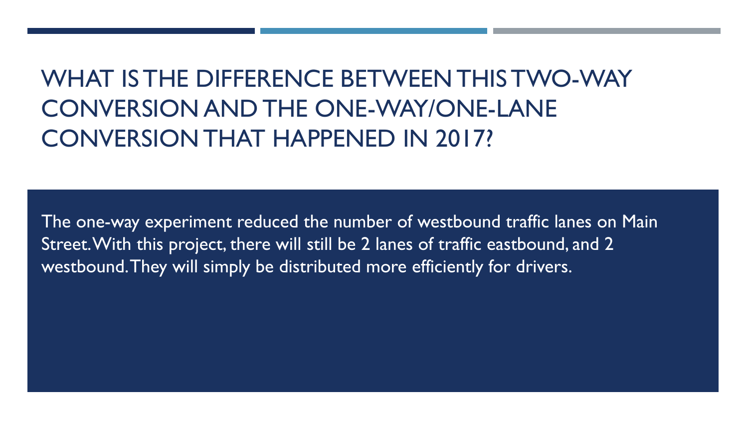# WHAT IS THE DIFFERENCE BETWEEN THIS TWO-WAY CONVERSION AND THE ONE-WAY/ONE-LANE CONVERSION THAT HAPPENED IN 2017?

The one-way experiment reduced the number of westbound traffic lanes on Main Street. With this project, there will still be 2 lanes of traffic eastbound, and 2 westbound. They will simply be distributed more efficiently for drivers.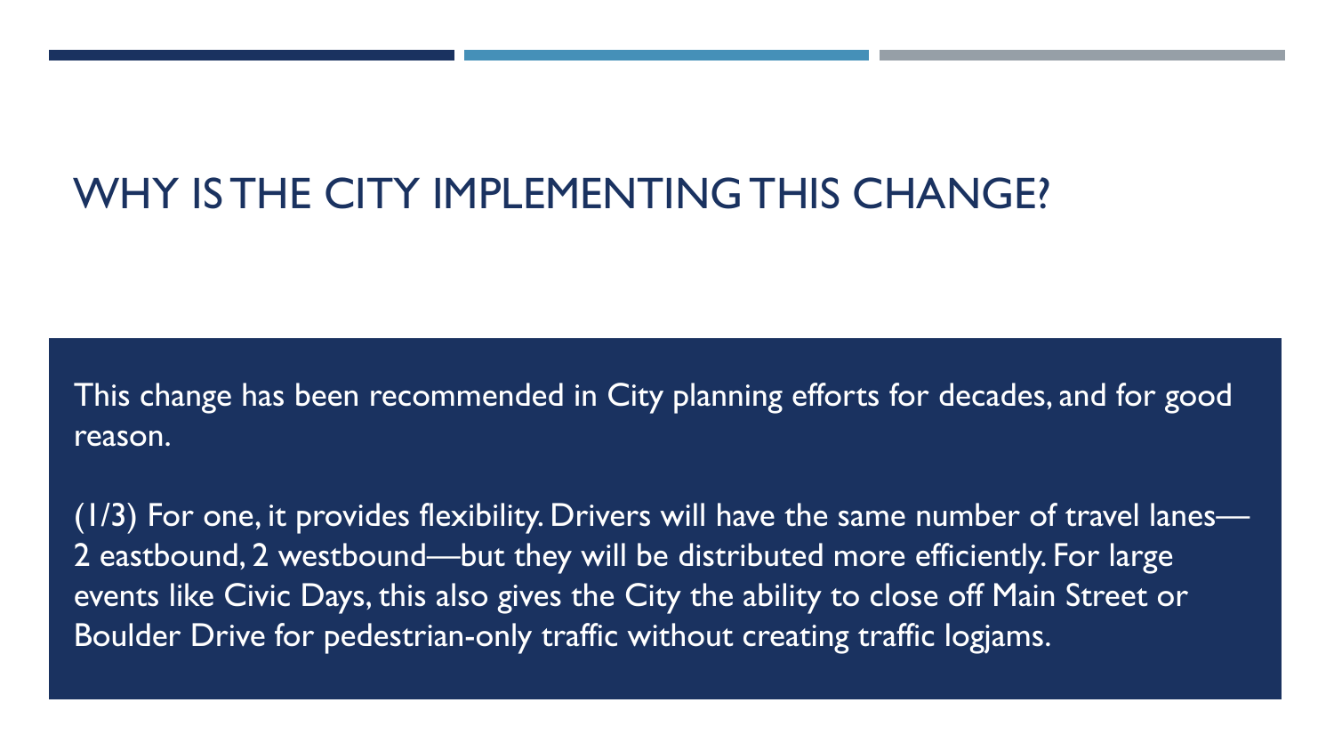# WHY IS THE CITY IMPLEMENTING THIS CHANGE?

This change has been recommended in City planning efforts for decades, and for good reason.

(1/3) For one, it provides flexibility. Drivers will have the same number of travel lanes—2 eastbound, 2 westbound—but they will be distributed more efficiently. For large events like Civic Days, this also gives the City the ability to close off Main Street or Boulder Drive for pedestrian-only traffic without creating traffic logjams.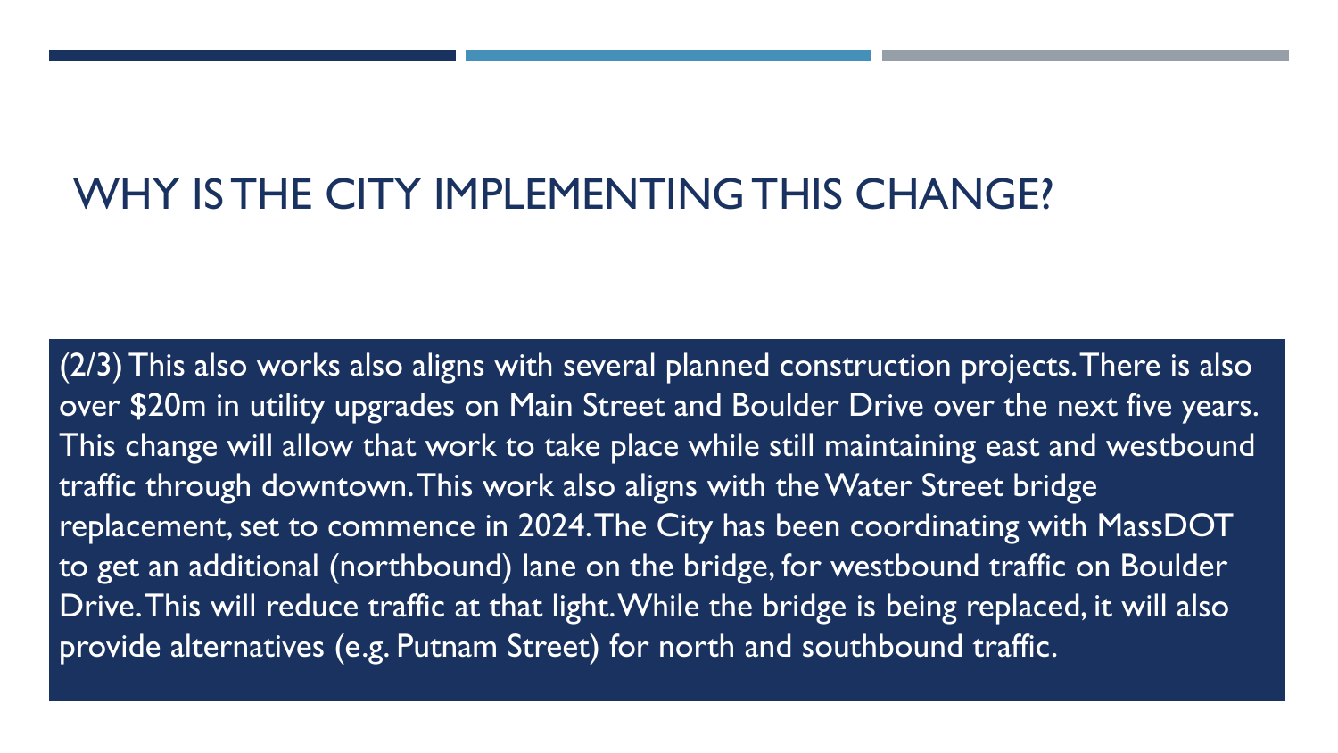# WHY IS THE CITY IMPLEMENTING THIS CHANGE?

(2/3) This also works also aligns with several planned construction projects. There is also over $20m in utility upgrades on Main Street and Boulder Drive over the next five years. This change will allow that work to take place while still maintaining east and westbound traffic through downtown. This work also aligns with the Water Street bridge replacement, set to commence in 2024. The City has been coordinating with MassDOT to get an additional (northbound) lane on the bridge, for westbound traffic on Boulder Drive. This will reduce traffic at that light. While the bridge is being replaced, it will also provide alternatives (e.g. Putnam Street) for north and southbound traffic.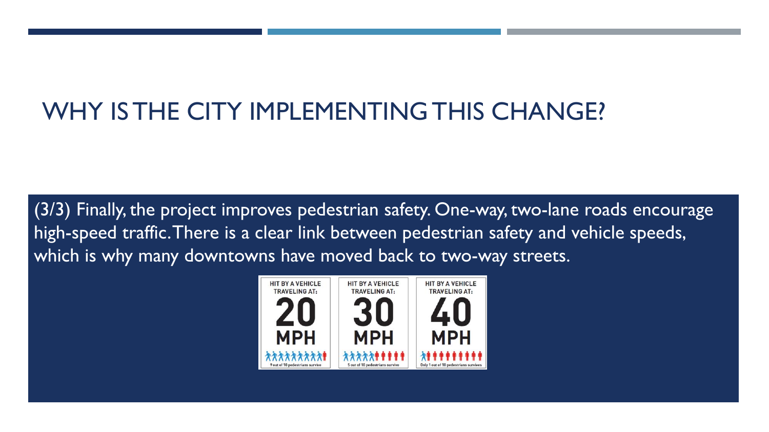# WHY IS THE CITY IMPLEMENTING THIS CHANGE?

(3/3) Finally, the project improves pedestrian safety. One-way, two-lane roads encourage high-speed traffic. There is a clear link between pedestrian safety and vehicle speeds, which is why many downtowns have moved back to two-way streets.

HIT BY A VEHICLE TRAVELING AT: 20 MPH
9 out of 10 pedestrians survive

HIT BY A VEHICLE TRAVELING AT: 30 MPH
5 out of 10 pedestrians survive

HIT BY A VEHICLE TRAVELING AT: 40 MPH
Only 1 out of 10 pedestrians survives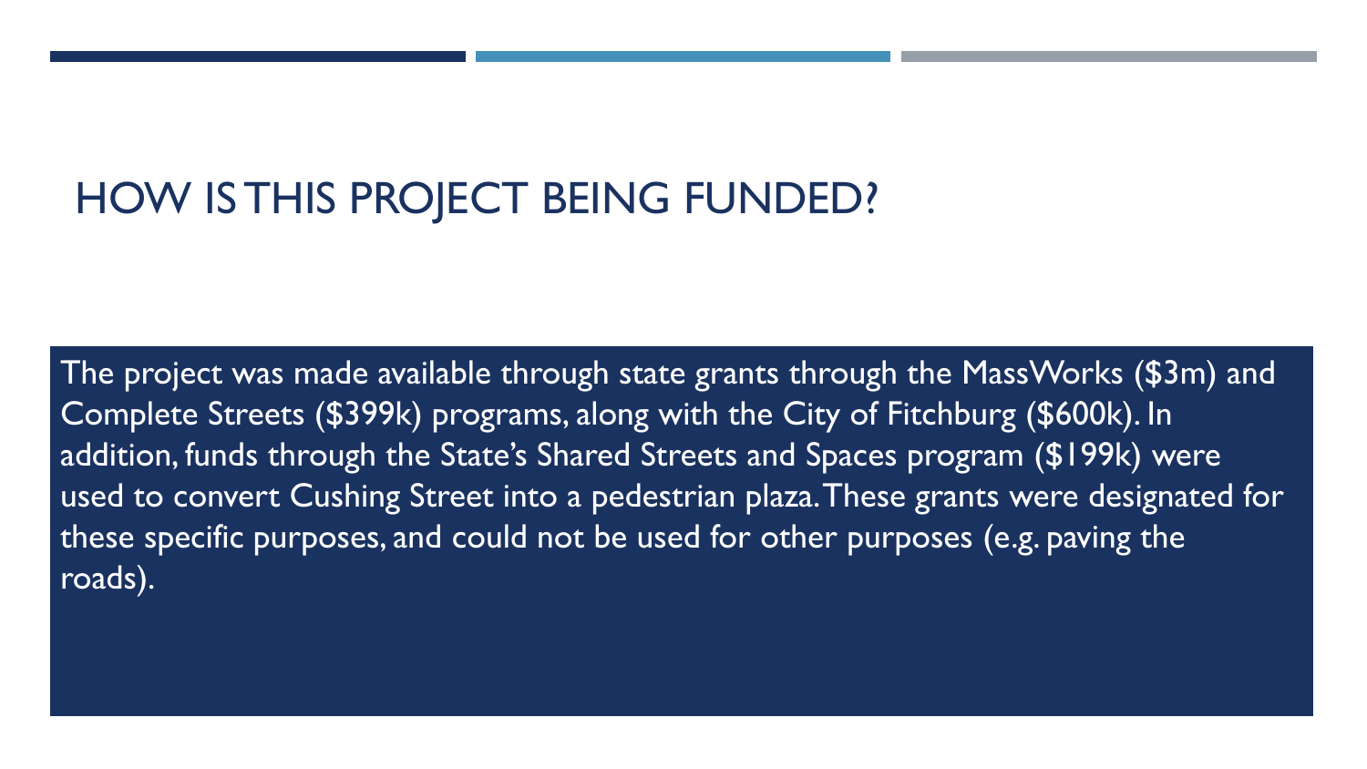# HOW IS THIS PROJECT BEING FUNDED?

The project was made available through state grants through the MassWorks ($3m) and Complete Streets ($399k) programs, along with the City of Fitchburg ($600k). In addition, funds through the State's Shared Streets and Spaces program ($199k) were used to convert Cushing Street into a pedestrian plaza. These grants were designated for these specific purposes, and could not be used for other purposes (e.g. paving the roads).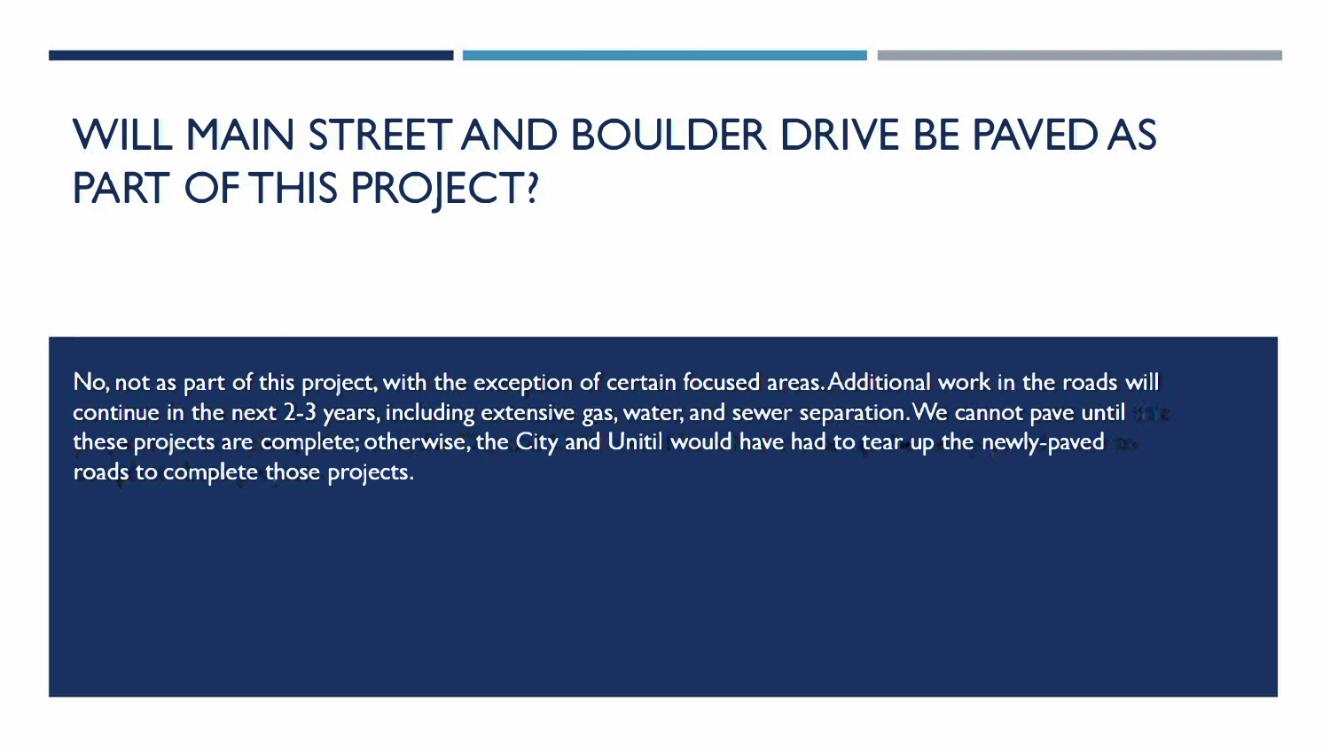# WILL MAIN STREET AND BOULDER DRIVE BE PAVED AS PART OF THIS PROJECT?

No, not as part of this project, with the exception of certain focused areas. Additional work in the roads will continue in the next 2-3 years, including extensive gas, water, and sewer separation. We cannot pave until these projects are complete; otherwise, the City and Unitil would have had to tear up the newly-paved roads to complete those projects.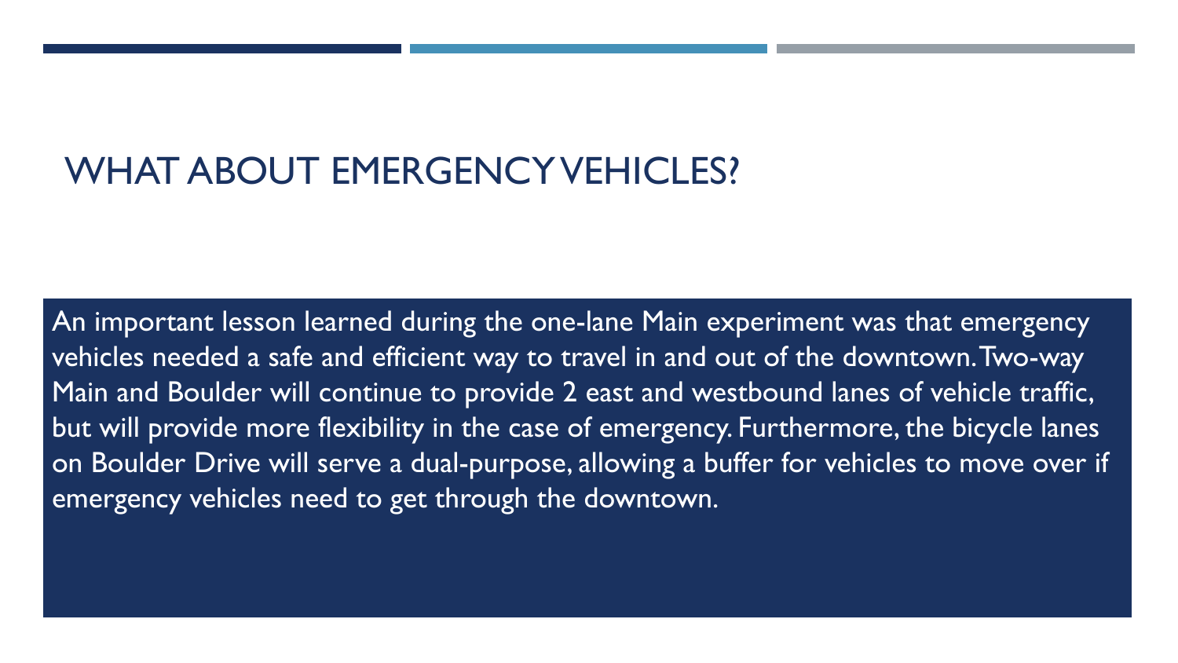# WHAT ABOUT EMERGENCY VEHICLES?

An important lesson learned during the one-lane Main experiment was that emergency vehicles needed a safe and efficient way to travel in and out of the downtown. Two-way Main and Boulder will continue to provide 2 east and westbound lanes of vehicle traffic, but will provide more flexibility in the case of emergency. Furthermore, the bicycle lanes on Boulder Drive will serve a dual-purpose, allowing a buffer for vehicles to move over if emergency vehicles need to get through the downtown.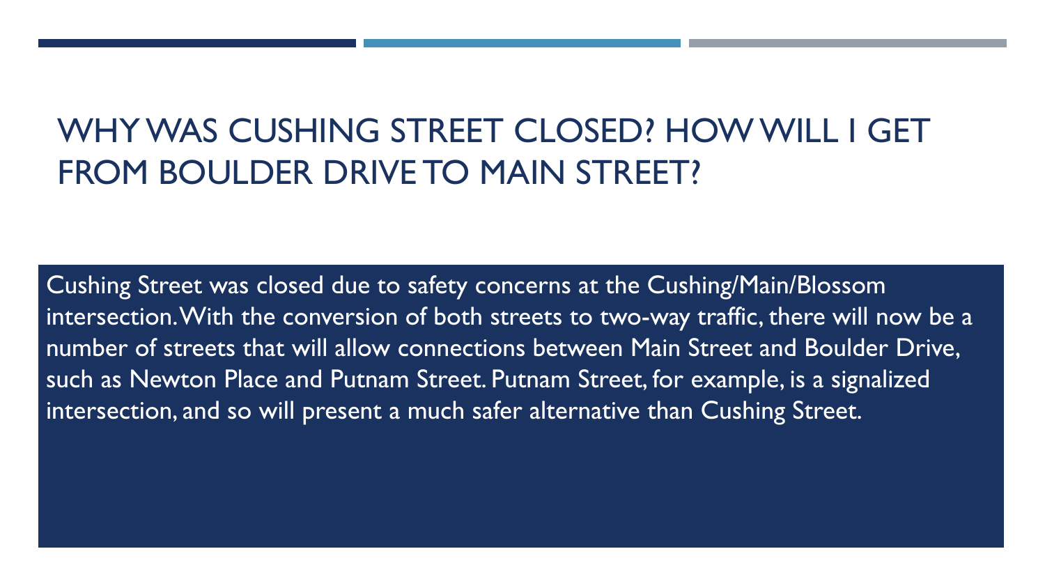# WHY WAS CUSHING STREET CLOSED? HOW WILL I GET FROM BOULDER DRIVE TO MAIN STREET?

Cushing Street was closed due to safety concerns at the Cushing/Main/Blossom intersection. With the conversion of both streets to two-way traffic, there will now be a number of streets that will allow connections between Main Street and Boulder Drive, such as Newton Place and Putnam Street. Putnam Street, for example, is a signalized intersection, and so will present a much safer alternative than Cushing Street.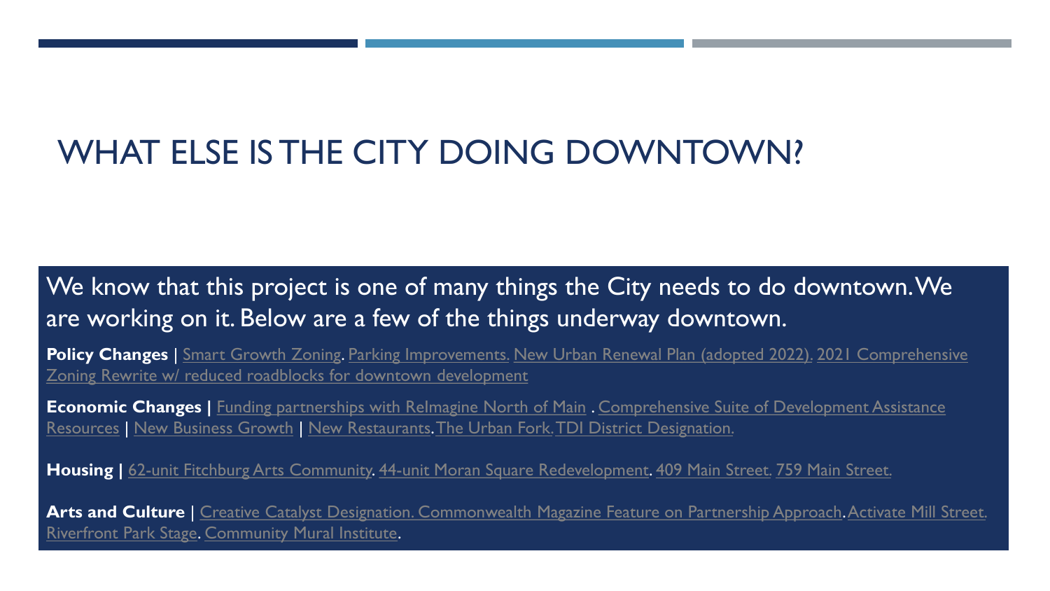# WHAT ELSE IS THE CITY DOING DOWNTOWN?

We know that this project is one of many things the City needs to do downtown. We are working on it. Below are a few of the things underway downtown.

**Policy Changes** | Smart Growth Zoning. Parking Improvements. New Urban Renewal Plan (adopted 2022). 2021 Comprehensive Zoning Rewrite w/ reduced roadblocks for downtown development

**Economic Changes |** Funding partnerships with ReImagine North of Main . Comprehensive Suite of Development Assistance Resources | New Business Growth | New Restaurants. The Urban Fork. TDI District Designation.

**Housing |** 62-unit Fitchburg Arts Community. 44-unit Moran Square Redevelopment. 409 Main Street. 759 Main Street.

**Arts and Culture** | Creative Catalyst Designation. Commonwealth Magazine Feature on Partnership Approach. Activate Mill Street. Riverfront Park Stage. Community Mural Institute.